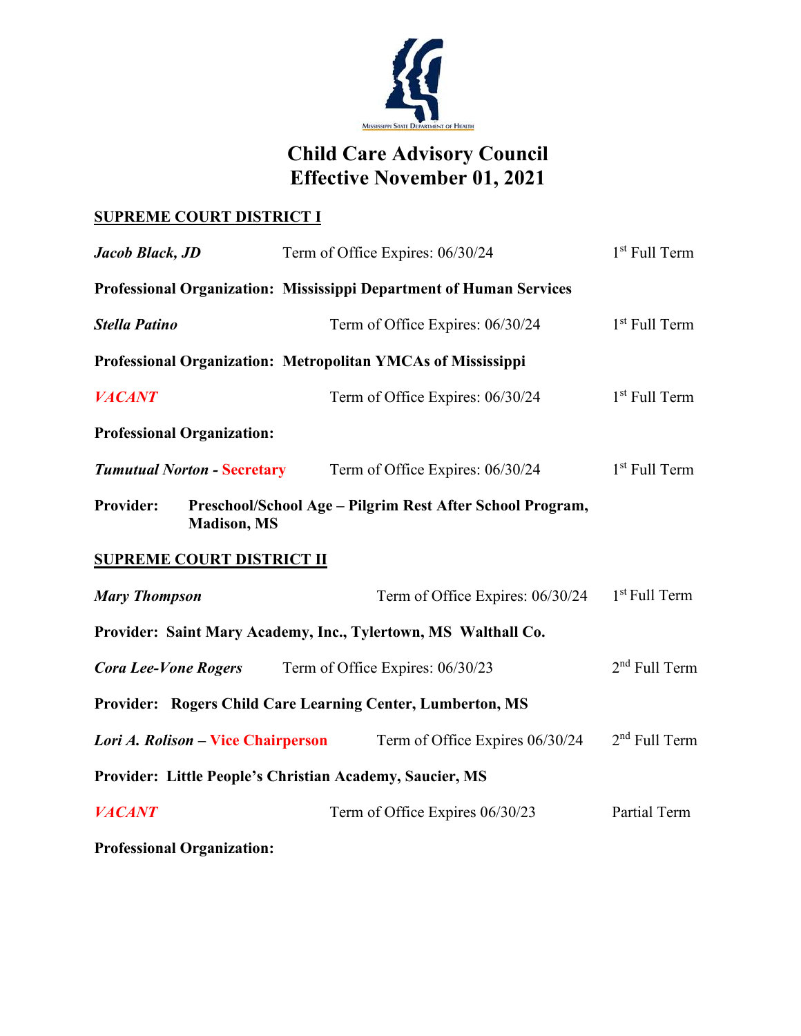Mississippi State Department of Health

# Child Care Advisory Council
# Effective November 01, 2021

## SUPREME COURT DISTRICT I

***Jacob Black, JD*** Term of Office Expires: 06/30/24 1st Full Term

**Professional Organization: Mississippi Department of Human Services**

***Stella Patino*** Term of Office Expires: 06/30/24 1st Full Term

**Professional Organization: Metropolitan YMCAs of Mississippi**

***VACANT*** Term of Office Expires: 06/30/24 1st Full Term

**Professional Organization:**

***Tumutual Norton* - Secretary** Term of Office Expires: 06/30/24 1st Full Term

**Provider: Preschool/School Age – Pilgrim Rest After School Program, Madison, MS**

## SUPREME COURT DISTRICT II

***Mary Thompson*** Term of Office Expires: 06/30/24 1st Full Term

**Provider: Saint Mary Academy, Inc., Tylertown, MS Walthall Co.**

***Cora Lee-Vone Rogers*** Term of Office Expires: 06/30/23 2nd Full Term

**Provider: Rogers Child Care Learning Center, Lumberton, MS**

***Lori A. Rolison* – Vice Chairperson** Term of Office Expires 06/30/24 2nd Full Term

**Provider: Little People's Christian Academy, Saucier, MS**

***VACANT*** Term of Office Expires 06/30/23 Partial Term

**Professional Organization:**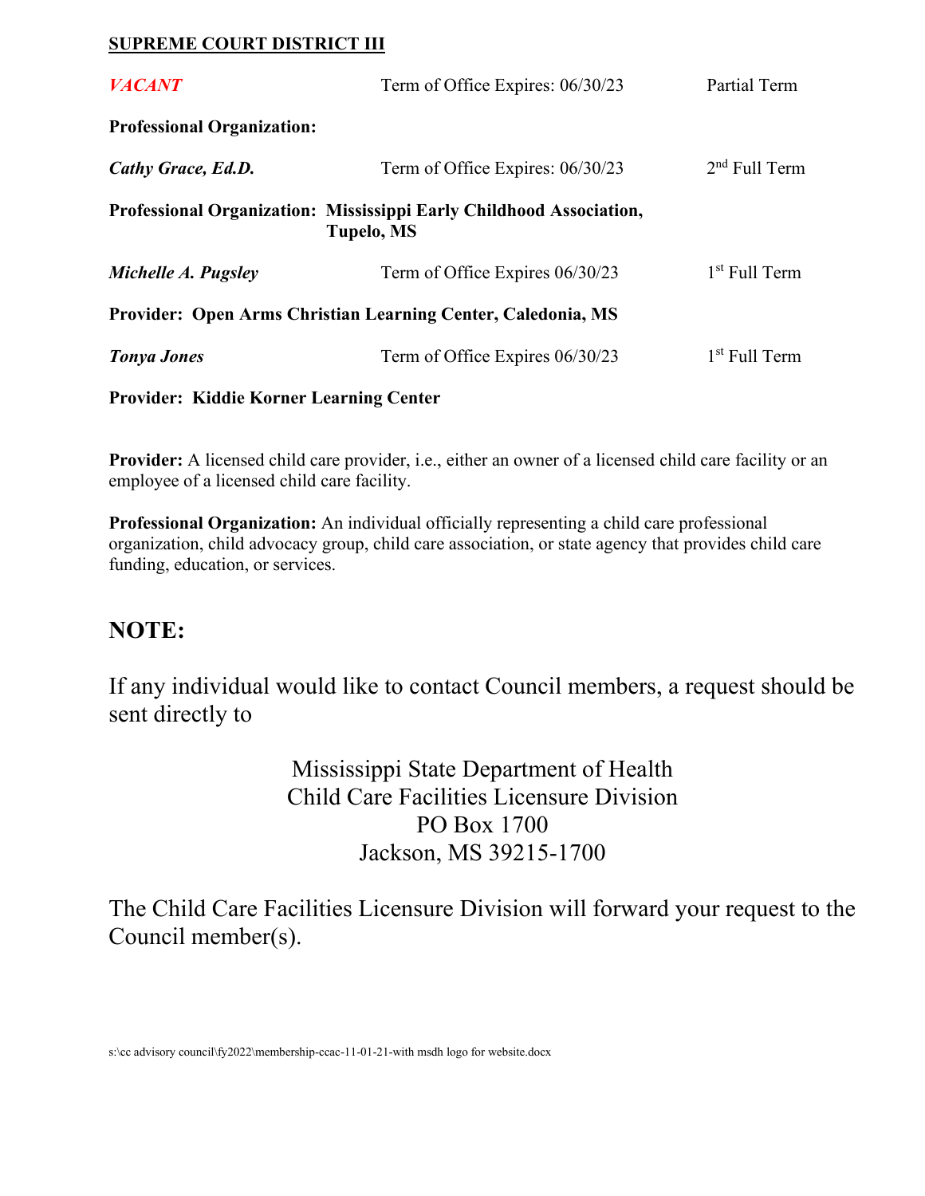**SUPREME COURT DISTRICT III**

| | | |
|---|---|---|
| ***VACANT*** | Term of Office Expires: 06/30/23 | Partial Term |

**Professional Organization:**

| | | |
|---|---|---|
| ***Cathy Grace, Ed.D.*** | Term of Office Expires: 06/30/23 | 2nd Full Term |

**Professional Organization: Mississippi Early Childhood Association, Tupelo, MS**

| | | |
|---|---|---|
| ***Michelle A. Pugsley*** | Term of Office Expires 06/30/23 | 1st Full Term |

**Provider: Open Arms Christian Learning Center, Caledonia, MS**

| | | |
|---|---|---|
| ***Tonya Jones*** | Term of Office Expires 06/30/23 | 1st Full Term |

**Provider: Kiddie Korner Learning Center**

**Provider:** A licensed child care provider, i.e., either an owner of a licensed child care facility or an employee of a licensed child care facility.

**Professional Organization:** An individual officially representing a child care professional organization, child advocacy group, child care association, or state agency that provides child care funding, education, or services.

## NOTE:

If any individual would like to contact Council members, a request should be sent directly to

Mississippi State Department of Health
Child Care Facilities Licensure Division
PO Box 1700
Jackson, MS 39215-1700

The Child Care Facilities Licensure Division will forward your request to the Council member(s).

s:\cc advisory council\fy2022\membership-ccac-11-01-21-with msdh logo for website.docx